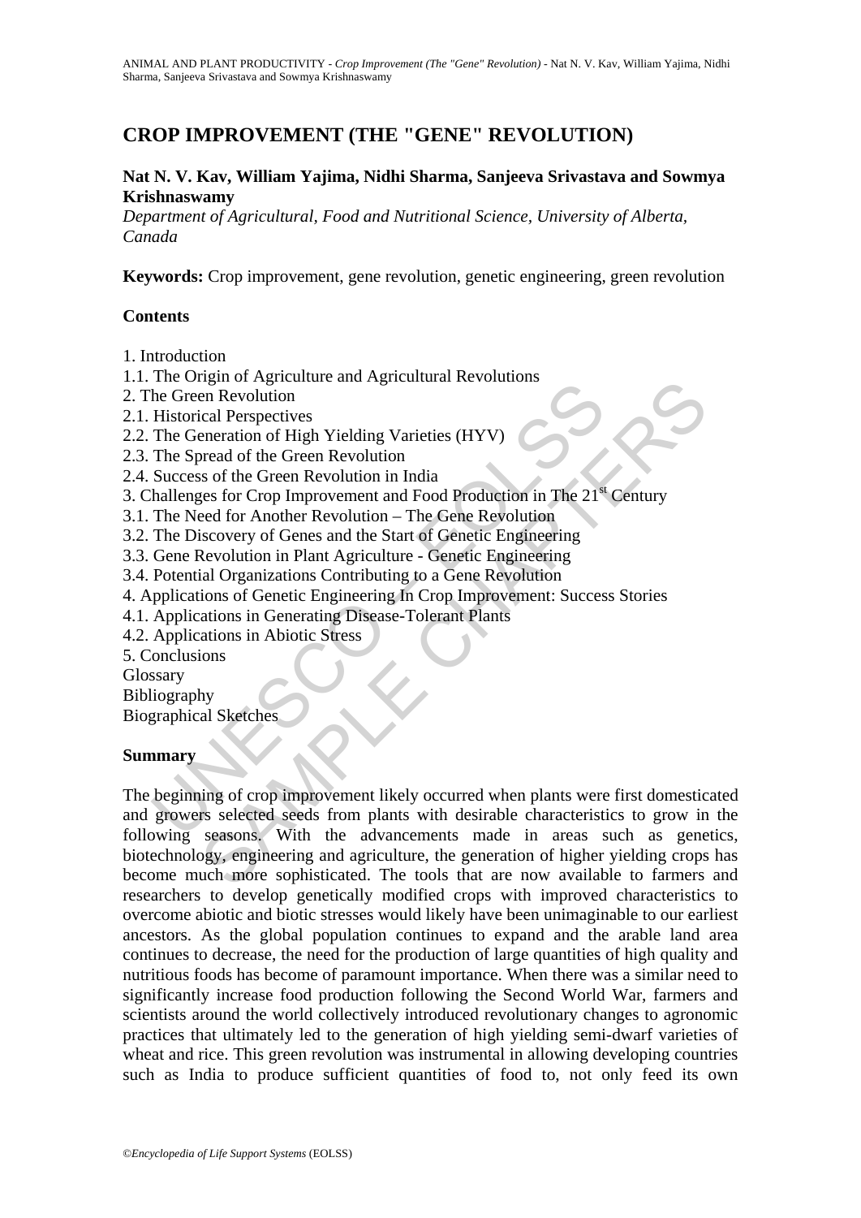# CROP IMPROVEMENT (THE "GENE" REVOLUTION)

**Nat N. V. Kav, William Yajima, Nidhi Sharma, Sanjeeva Srivastava and Sowmya Krishnaswamy**

*Department of Agricultural, Food and Nutritional Science, University of Alberta, Canada*

**Keywords:** Crop improvement, gene revolution, genetic engineering, green revolution

## Contents

1. Introduction
1.1. The Origin of Agriculture and Agricultural Revolutions
2. The Green Revolution
2.1. Historical Perspectives
2.2. The Generation of High Yielding Varieties (HYV)
2.3. The Spread of the Green Revolution
2.4. Success of the Green Revolution in India
3. Challenges for Crop Improvement and Food Production in The 21st Century
3.1. The Need for Another Revolution – The Gene Revolution
3.2. The Discovery of Genes and the Start of Genetic Engineering
3.3. Gene Revolution in Plant Agriculture - Genetic Engineering
3.4. Potential Organizations Contributing to a Gene Revolution
4. Applications of Genetic Engineering In Crop Improvement: Success Stories
4.1. Applications in Generating Disease-Tolerant Plants
4.2. Applications in Abiotic Stress
5. Conclusions
Glossary
Bibliography
Biographical Sketches

## Summary

The beginning of crop improvement likely occurred when plants were first domesticated and growers selected seeds from plants with desirable characteristics to grow in the following seasons. With the advancements made in areas such as genetics, biotechnology, engineering and agriculture, the generation of higher yielding crops has become much more sophisticated. The tools that are now available to farmers and researchers to develop genetically modified crops with improved characteristics to overcome abiotic and biotic stresses would likely have been unimaginable to our earliest ancestors. As the global population continues to expand and the arable land area continues to decrease, the need for the production of large quantities of high quality and nutritious foods has become of paramount importance. When there was a similar need to significantly increase food production following the Second World War, farmers and scientists around the world collectively introduced revolutionary changes to agronomic practices that ultimately led to the generation of high yielding semi-dwarf varieties of wheat and rice. This green revolution was instrumental in allowing developing countries such as India to produce sufficient quantities of food to, not only feed its own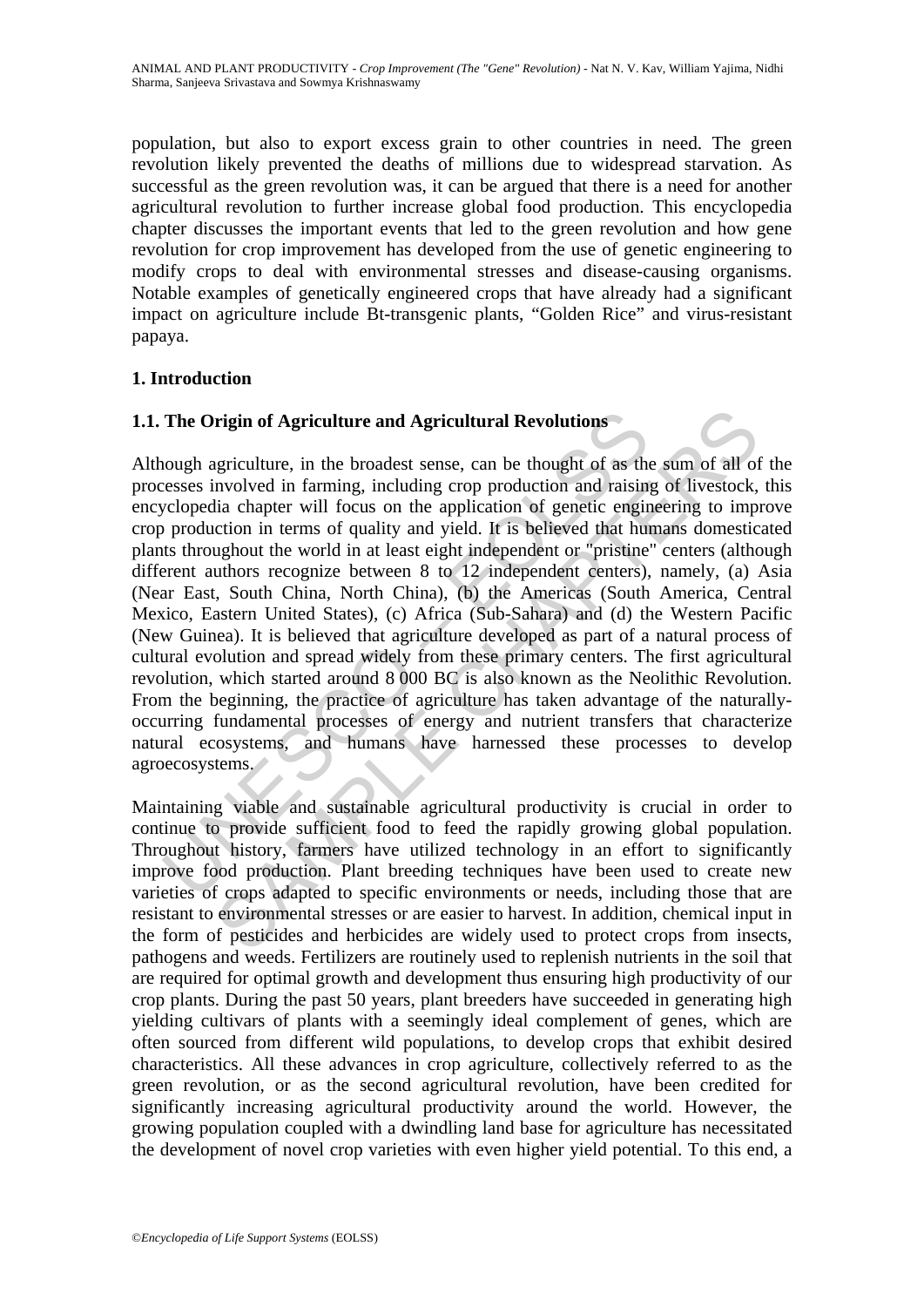population, but also to export excess grain to other countries in need. The green revolution likely prevented the deaths of millions due to widespread starvation. As successful as the green revolution was, it can be argued that there is a need for another agricultural revolution to further increase global food production. This encyclopedia chapter discusses the important events that led to the green revolution and how gene revolution for crop improvement has developed from the use of genetic engineering to modify crops to deal with environmental stresses and disease-causing organisms. Notable examples of genetically engineered crops that have already had a significant impact on agriculture include Bt-transgenic plants, "Golden Rice" and virus-resistant papaya.

## 1. Introduction

### 1.1. The Origin of Agriculture and Agricultural Revolutions

Although agriculture, in the broadest sense, can be thought of as the sum of all of the processes involved in farming, including crop production and raising of livestock, this encyclopedia chapter will focus on the application of genetic engineering to improve crop production in terms of quality and yield. It is believed that humans domesticated plants throughout the world in at least eight independent or "pristine" centers (although different authors recognize between 8 to 12 independent centers), namely, (a) Asia (Near East, South China, North China), (b) the Americas (South America, Central Mexico, Eastern United States), (c) Africa (Sub-Sahara) and (d) the Western Pacific (New Guinea). It is believed that agriculture developed as part of a natural process of cultural evolution and spread widely from these primary centers. The first agricultural revolution, which started around 8 000 BC is also known as the Neolithic Revolution. From the beginning, the practice of agriculture has taken advantage of the naturally-occurring fundamental processes of energy and nutrient transfers that characterize natural ecosystems, and humans have harnessed these processes to develop agroecosystems.

Maintaining viable and sustainable agricultural productivity is crucial in order to continue to provide sufficient food to feed the rapidly growing global population. Throughout history, farmers have utilized technology in an effort to significantly improve food production. Plant breeding techniques have been used to create new varieties of crops adapted to specific environments or needs, including those that are resistant to environmental stresses or are easier to harvest. In addition, chemical input in the form of pesticides and herbicides are widely used to protect crops from insects, pathogens and weeds. Fertilizers are routinely used to replenish nutrients in the soil that are required for optimal growth and development thus ensuring high productivity of our crop plants. During the past 50 years, plant breeders have succeeded in generating high yielding cultivars of plants with a seemingly ideal complement of genes, which are often sourced from different wild populations, to develop crops that exhibit desired characteristics. All these advances in crop agriculture, collectively referred to as the green revolution, or as the second agricultural revolution, have been credited for significantly increasing agricultural productivity around the world. However, the growing population coupled with a dwindling land base for agriculture has necessitated the development of novel crop varieties with even higher yield potential. To this end, a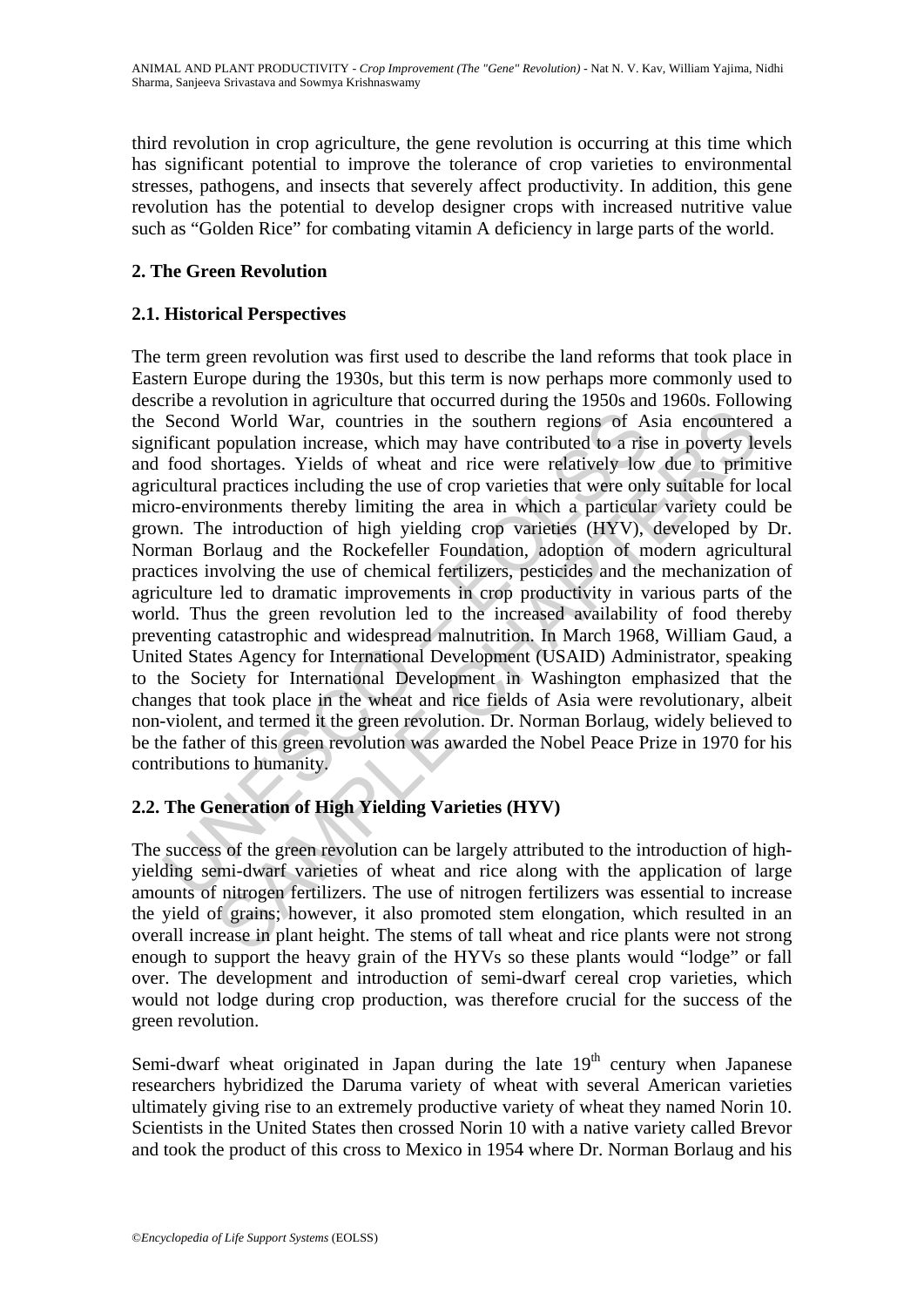third revolution in crop agriculture, the gene revolution is occurring at this time which has significant potential to improve the tolerance of crop varieties to environmental stresses, pathogens, and insects that severely affect productivity. In addition, this gene revolution has the potential to develop designer crops with increased nutritive value such as "Golden Rice" for combating vitamin A deficiency in large parts of the world.

## 2. The Green Revolution

### 2.1. Historical Perspectives

The term green revolution was first used to describe the land reforms that took place in Eastern Europe during the 1930s, but this term is now perhaps more commonly used to describe a revolution in agriculture that occurred during the 1950s and 1960s. Following the Second World War, countries in the southern regions of Asia encountered a significant population increase, which may have contributed to a rise in poverty levels and food shortages. Yields of wheat and rice were relatively low due to primitive agricultural practices including the use of crop varieties that were only suitable for local micro-environments thereby limiting the area in which a particular variety could be grown. The introduction of high yielding crop varieties (HYV), developed by Dr. Norman Borlaug and the Rockefeller Foundation, adoption of modern agricultural practices involving the use of chemical fertilizers, pesticides and the mechanization of agriculture led to dramatic improvements in crop productivity in various parts of the world. Thus the green revolution led to the increased availability of food thereby preventing catastrophic and widespread malnutrition. In March 1968, William Gaud, a United States Agency for International Development (USAID) Administrator, speaking to the Society for International Development in Washington emphasized that the changes that took place in the wheat and rice fields of Asia were revolutionary, albeit non-violent, and termed it the green revolution. Dr. Norman Borlaug, widely believed to be the father of this green revolution was awarded the Nobel Peace Prize in 1970 for his contributions to humanity.

### 2.2. The Generation of High Yielding Varieties (HYV)

The success of the green revolution can be largely attributed to the introduction of high-yielding semi-dwarf varieties of wheat and rice along with the application of large amounts of nitrogen fertilizers. The use of nitrogen fertilizers was essential to increase the yield of grains; however, it also promoted stem elongation, which resulted in an overall increase in plant height. The stems of tall wheat and rice plants were not strong enough to support the heavy grain of the HYVs so these plants would "lodge" or fall over. The development and introduction of semi-dwarf cereal crop varieties, which would not lodge during crop production, was therefore crucial for the success of the green revolution.

Semi-dwarf wheat originated in Japan during the late $19^{th}$ century when Japanese researchers hybridized the Daruma variety of wheat with several American varieties ultimately giving rise to an extremely productive variety of wheat they named Norin 10. Scientists in the United States then crossed Norin 10 with a native variety called Brevor and took the product of this cross to Mexico in 1954 where Dr. Norman Borlaug and his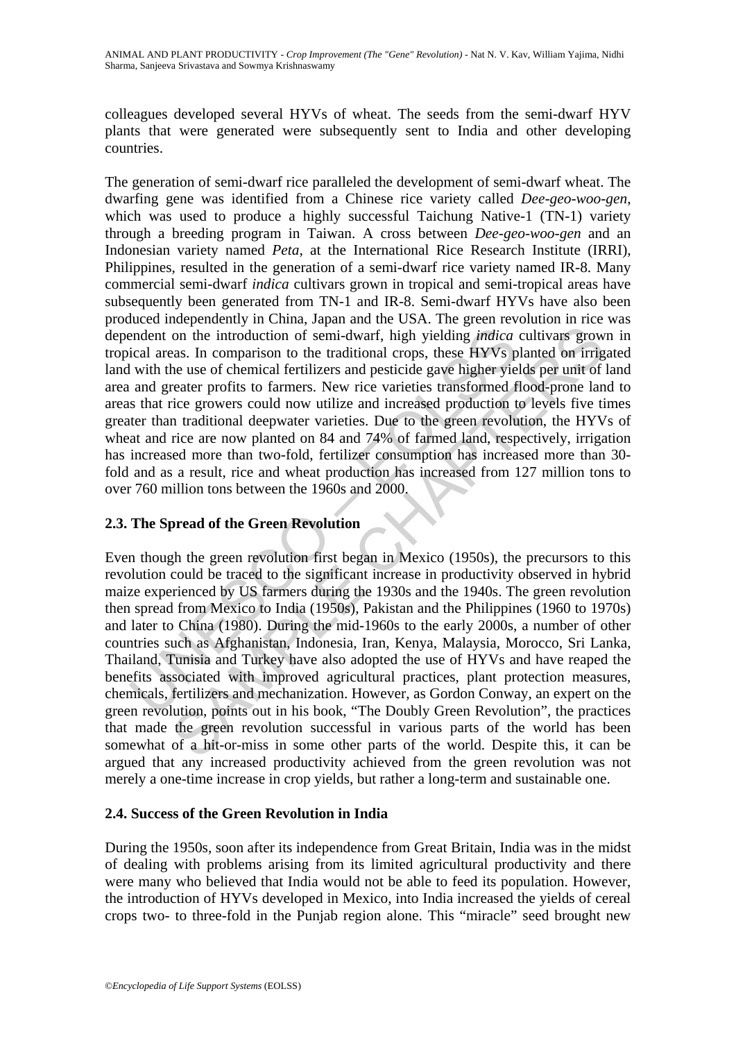colleagues developed several HYVs of wheat. The seeds from the semi-dwarf HYV plants that were generated were subsequently sent to India and other developing countries.

The generation of semi-dwarf rice paralleled the development of semi-dwarf wheat. The dwarfing gene was identified from a Chinese rice variety called *Dee-geo-woo-gen*, which was used to produce a highly successful Taichung Native-1 (TN-1) variety through a breeding program in Taiwan. A cross between *Dee-geo-woo-gen* and an Indonesian variety named *Peta*, at the International Rice Research Institute (IRRI), Philippines, resulted in the generation of a semi-dwarf rice variety named IR-8. Many commercial semi-dwarf *indica* cultivars grown in tropical and semi-tropical areas have subsequently been generated from TN-1 and IR-8. Semi-dwarf HYVs have also been produced independently in China, Japan and the USA. The green revolution in rice was dependent on the introduction of semi-dwarf, high yielding *indica* cultivars grown in tropical areas. In comparison to the traditional crops, these HYVs planted on irrigated land with the use of chemical fertilizers and pesticide gave higher yields per unit of land area and greater profits to farmers. New rice varieties transformed flood-prone land to areas that rice growers could now utilize and increased production to levels five times greater than traditional deepwater varieties. Due to the green revolution, the HYVs of wheat and rice are now planted on 84 and 74% of farmed land, respectively, irrigation has increased more than two-fold, fertilizer consumption has increased more than 30-fold and as a result, rice and wheat production has increased from 127 million tons to over 760 million tons between the 1960s and 2000.

## 2.3. The Spread of the Green Revolution

Even though the green revolution first began in Mexico (1950s), the precursors to this revolution could be traced to the significant increase in productivity observed in hybrid maize experienced by US farmers during the 1930s and the 1940s. The green revolution then spread from Mexico to India (1950s), Pakistan and the Philippines (1960 to 1970s) and later to China (1980). During the mid-1960s to the early 2000s, a number of other countries such as Afghanistan, Indonesia, Iran, Kenya, Malaysia, Morocco, Sri Lanka, Thailand, Tunisia and Turkey have also adopted the use of HYVs and have reaped the benefits associated with improved agricultural practices, plant protection measures, chemicals, fertilizers and mechanization. However, as Gordon Conway, an expert on the green revolution, points out in his book, "The Doubly Green Revolution", the practices that made the green revolution successful in various parts of the world has been somewhat of a hit-or-miss in some other parts of the world. Despite this, it can be argued that any increased productivity achieved from the green revolution was not merely a one-time increase in crop yields, but rather a long-term and sustainable one.

## 2.4. Success of the Green Revolution in India

During the 1950s, soon after its independence from Great Britain, India was in the midst of dealing with problems arising from its limited agricultural productivity and there were many who believed that India would not be able to feed its population. However, the introduction of HYVs developed in Mexico, into India increased the yields of cereal crops two- to three-fold in the Punjab region alone. This "miracle" seed brought new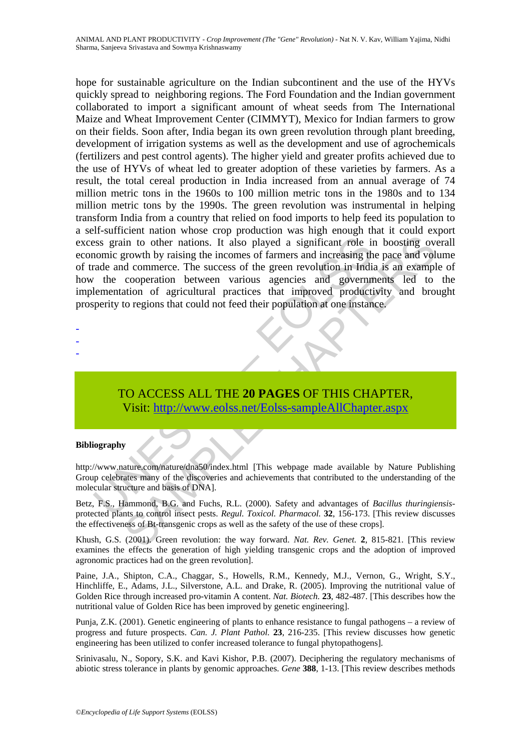hope for sustainable agriculture on the Indian subcontinent and the use of the HYVs quickly spread to neighboring regions. The Ford Foundation and the Indian government collaborated to import a significant amount of wheat seeds from The International Maize and Wheat Improvement Center (CIMMYT), Mexico for Indian farmers to grow on their fields. Soon after, India began its own green revolution through plant breeding, development of irrigation systems as well as the development and use of agrochemicals (fertilizers and pest control agents). The higher yield and greater profits achieved due to the use of HYVs of wheat led to greater adoption of these varieties by farmers. As a result, the total cereal production in India increased from an annual average of 74 million metric tons in the 1960s to 100 million metric tons in the 1980s and to 134 million metric tons by the 1990s. The green revolution was instrumental in helping transform India from a country that relied on food imports to help feed its population to a self-sufficient nation whose crop production was high enough that it could export excess grain to other nations. It also played a significant role in boosting overall economic growth by raising the incomes of farmers and increasing the pace and volume of trade and commerce. The success of the green revolution in India is an example of how the cooperation between various agencies and governments led to the implementation of agricultural practices that improved productivity and brought prosperity to regions that could not feed their population at one instance.

-
-
-

TO ACCESS ALL THE **20 PAGES** OF THIS CHAPTER,
Visit: http://www.eolss.net/Eolss-sampleAllChapter.aspx

**Bibliography**

http://www.nature.com/nature/dna50/index.html [This webpage made available by Nature Publishing Group celebrates many of the discoveries and achievements that contributed to the understanding of the molecular structure and basis of DNA].

Betz, F.S., Hammond, B.G. and Fuchs, R.L. (2000). Safety and advantages of *Bacillus thuringiensis*-protected plants to control insect pests. *Regul. Toxicol. Pharmacol.* **32**, 156-173. [This review discusses the effectiveness of Bt-transgenic crops as well as the safety of the use of these crops].

Khush, G.S. (2001). Green revolution: the way forward. *Nat. Rev. Genet.* **2**, 815-821. [This review examines the effects the generation of high yielding transgenic crops and the adoption of improved agronomic practices had on the green revolution].

Paine, J.A., Shipton, C.A., Chaggar, S., Howells, R.M., Kennedy, M.J., Vernon, G., Wright, S.Y., Hinchliffe, E., Adams, J.L., Silverstone, A.L. and Drake, R. (2005). Improving the nutritional value of Golden Rice through increased pro-vitamin A content. *Nat. Biotech.* **23**, 482-487. [This describes how the nutritional value of Golden Rice has been improved by genetic engineering].

Punja, Z.K. (2001). Genetic engineering of plants to enhance resistance to fungal pathogens – a review of progress and future prospects. *Can. J. Plant Pathol.* **23**, 216-235. [This review discusses how genetic engineering has been utilized to confer increased tolerance to fungal phytopathogens].

Srinivasalu, N., Sopory, S.K. and Kavi Kishor, P.B. (2007). Deciphering the regulatory mechanisms of abiotic stress tolerance in plants by genomic approaches. *Gene* **388**, 1-13. [This review describes methods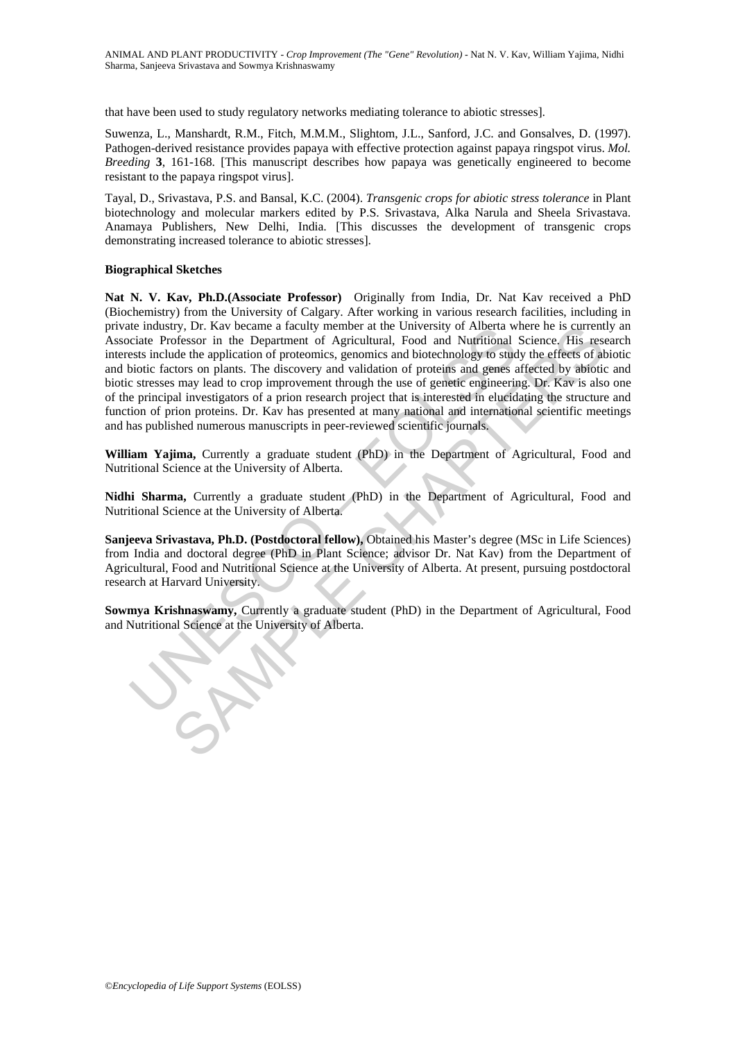that have been used to study regulatory networks mediating tolerance to abiotic stresses].

Suwenza, L., Manshardt, R.M., Fitch, M.M.M., Slightom, J.L., Sanford, J.C. and Gonsalves, D. (1997). Pathogen-derived resistance provides papaya with effective protection against papaya ringspot virus. *Mol. Breeding* **3**, 161-168. [This manuscript describes how papaya was genetically engineered to become resistant to the papaya ringspot virus].

Tayal, D., Srivastava, P.S. and Bansal, K.C. (2004). *Transgenic crops for abiotic stress tolerance* in Plant biotechnology and molecular markers edited by P.S. Srivastava, Alka Narula and Sheela Srivastava. Anamaya Publishers, New Delhi, India. [This discusses the development of transgenic crops demonstrating increased tolerance to abiotic stresses].

**Biographical Sketches**

**Nat N. V. Kav, Ph.D.(Associate Professor)** Originally from India, Dr. Nat Kav received a PhD (Biochemistry) from the University of Calgary. After working in various research facilities, including in private industry, Dr. Kav became a faculty member at the University of Alberta where he is currently an Associate Professor in the Department of Agricultural, Food and Nutritional Science. His research interests include the application of proteomics, genomics and biotechnology to study the effects of abiotic and biotic factors on plants. The discovery and validation of proteins and genes affected by abiotic and biotic stresses may lead to crop improvement through the use of genetic engineering. Dr. Kav is also one of the principal investigators of a prion research project that is interested in elucidating the structure and function of prion proteins. Dr. Kav has presented at many national and international scientific meetings and has published numerous manuscripts in peer-reviewed scientific journals.

**William Yajima,** Currently a graduate student (PhD) in the Department of Agricultural, Food and Nutritional Science at the University of Alberta.

**Nidhi Sharma,** Currently a graduate student (PhD) in the Department of Agricultural, Food and Nutritional Science at the University of Alberta.

**Sanjeeva Srivastava, Ph.D. (Postdoctoral fellow),** Obtained his Master's degree (MSc in Life Sciences) from India and doctoral degree (PhD in Plant Science; advisor Dr. Nat Kav) from the Department of Agricultural, Food and Nutritional Science at the University of Alberta. At present, pursuing postdoctoral research at Harvard University.

**Sowmya Krishnaswamy,** Currently a graduate student (PhD) in the Department of Agricultural, Food and Nutritional Science at the University of Alberta.